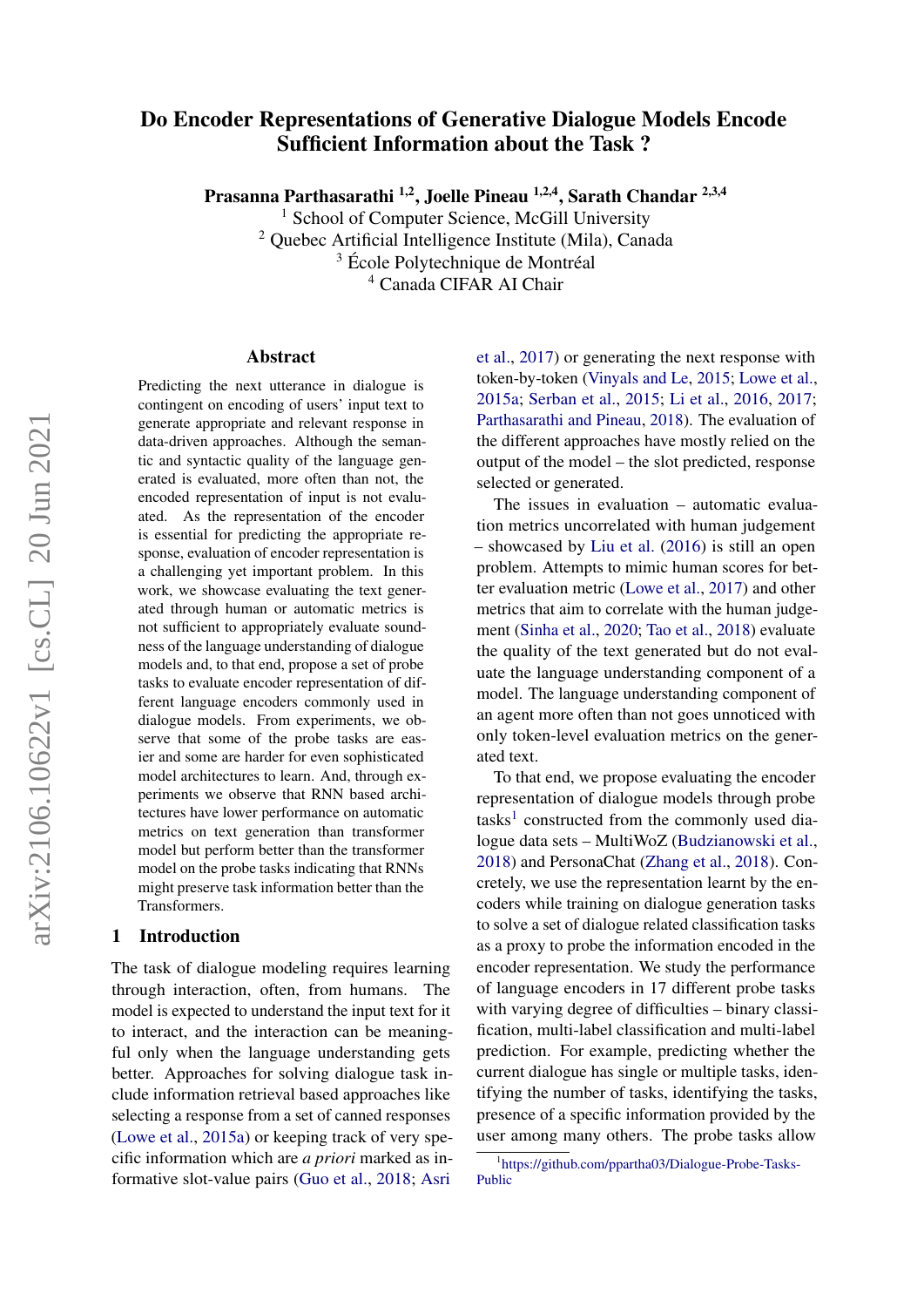# Do Encoder Representations of Generative Dialogue Models Encode Sufficient Information about the Task ?

**Prasanna Parthasarathi [1,2], Joelle Pineau [1,2,4], Sarath Chandar [2,3,4]**

[1] School of Computer Science, McGill University
[2] Quebec Artificial Intelligence Institute (Mila), Canada
[3] École Polytechnique de Montréal
[4] Canada CIFAR AI Chair

## Abstract

Predicting the next utterance in dialogue is contingent on encoding of users' input text to generate appropriate and relevant response in data-driven approaches. Although the semantic and syntactic quality of the language generated is evaluated, more often than not, the encoded representation of input is not evaluated. As the representation of the encoder is essential for predicting the appropriate response, evaluation of encoder representation is a challenging yet important problem. In this work, we showcase evaluating the text generated through human or automatic metrics is not sufficient to appropriately evaluate soundness of the language understanding of dialogue models and, to that end, propose a set of probe tasks to evaluate encoder representation of different language encoders commonly used in dialogue models. From experiments, we observe that some of the probe tasks are easier and some are harder for even sophisticated model architectures to learn. And, through experiments we observe that RNN based architectures have lower performance on automatic metrics on text generation than transformer model but perform better than the transformer model on the probe tasks indicating that RNNs might preserve task information better than the Transformers.

## 1 Introduction

The task of dialogue modeling requires learning through interaction, often, from humans. The model is expected to understand the input text for it to interact, and the interaction can be meaningful only when the language understanding gets better. Approaches for solving dialogue task include information retrieval based approaches like selecting a response from a set of canned responses (Lowe et al., 2015a) or keeping track of very specific information which are *a priori* marked as informative slot-value pairs (Guo et al., 2018; Asri et al., 2017) or generating the next response with token-by-token (Vinyals and Le, 2015; Lowe et al., 2015a; Serban et al., 2015; Li et al., 2016, 2017; Parthasarathi and Pineau, 2018). The evaluation of the different approaches have mostly relied on the output of the model – the slot predicted, response selected or generated.

The issues in evaluation – automatic evaluation metrics uncorrelated with human judgement – showcased by Liu et al. (2016) is still an open problem. Attempts to mimic human scores for better evaluation metric (Lowe et al., 2017) and other metrics that aim to correlate with the human judgement (Sinha et al., 2020; Tao et al., 2018) evaluate the quality of the text generated but do not evaluate the language understanding component of a model. The language understanding component of an agent more often than not goes unnoticed with only token-level evaluation metrics on the generated text.

To that end, we propose evaluating the encoder representation of dialogue models through probe tasks[1] constructed from the commonly used dialogue data sets – MultiWoZ (Budzianowski et al., 2018) and PersonaChat (Zhang et al., 2018). Concretely, we use the representation learnt by the encoders while training on dialogue generation tasks to solve a set of dialogue related classification tasks as a proxy to probe the information encoded in the encoder representation. We study the performance of language encoders in 17 different probe tasks with varying degree of difficulties – binary classification, multi-label classification and multi-label prediction. For example, predicting whether the current dialogue has single or multiple tasks, identifying the number of tasks, identifying the tasks, presence of a specific information provided by the user among many others. The probe tasks allow

[1] https://github.com/ppartha03/Dialogue-Probe-Tasks-Public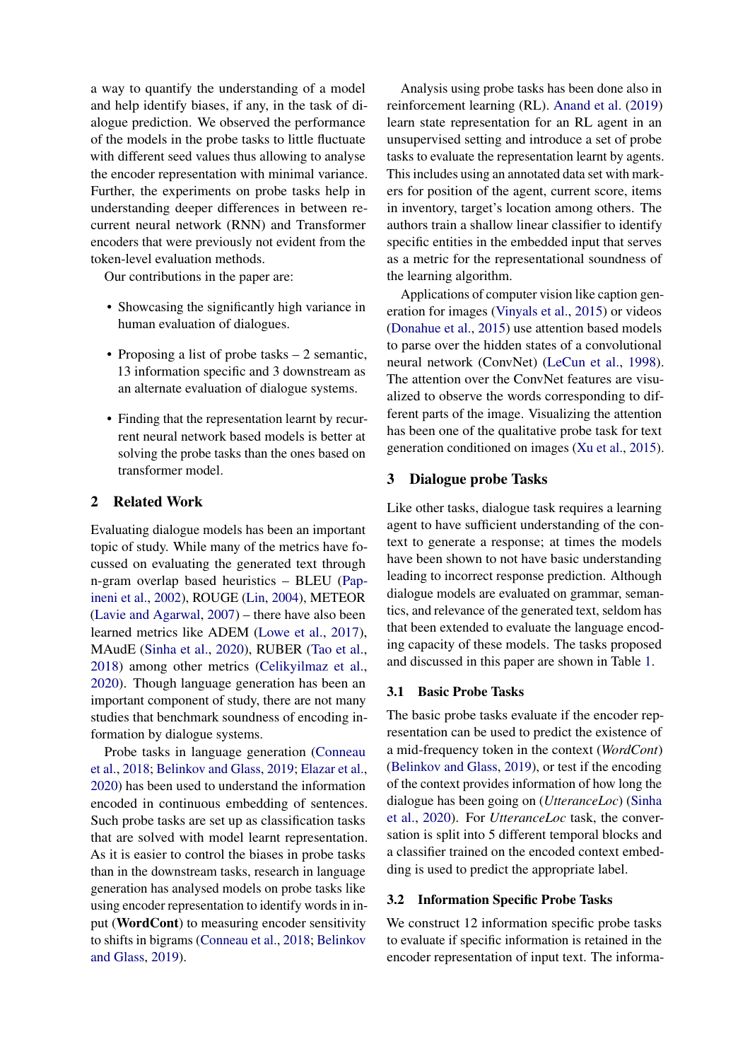a way to quantify the understanding of a model and help identify biases, if any, in the task of dialogue prediction. We observed the performance of the models in the probe tasks to little fluctuate with different seed values thus allowing to analyse the encoder representation with minimal variance. Further, the experiments on probe tasks help in understanding deeper differences in between recurrent neural network (RNN) and Transformer encoders that were previously not evident from the token-level evaluation methods.

Our contributions in the paper are:

- Showcasing the significantly high variance in human evaluation of dialogues.
- Proposing a list of probe tasks – 2 semantic, 13 information specific and 3 downstream as an alternate evaluation of dialogue systems.
- Finding that the representation learnt by recurrent neural network based models is better at solving the probe tasks than the ones based on transformer model.

## 2 Related Work

Evaluating dialogue models has been an important topic of study. While many of the metrics have focussed on evaluating the generated text through n-gram overlap based heuristics – BLEU (Papineni et al., 2002), ROUGE (Lin, 2004), METEOR (Lavie and Agarwal, 2007) – there have also been learned metrics like ADEM (Lowe et al., 2017), MAudE (Sinha et al., 2020), RUBER (Tao et al., 2018) among other metrics (Celikyilmaz et al., 2020). Though language generation has been an important component of study, there are not many studies that benchmark soundness of encoding information by dialogue systems.

Probe tasks in language generation (Conneau et al., 2018; Belinkov and Glass, 2019; Elazar et al., 2020) has been used to understand the information encoded in continuous embedding of sentences. Such probe tasks are set up as classification tasks that are solved with model learnt representation. As it is easier to control the biases in probe tasks than in the downstream tasks, research in language generation has analysed models on probe tasks like using encoder representation to identify words in input (**WordCont**) to measuring encoder sensitivity to shifts in bigrams (Conneau et al., 2018; Belinkov and Glass, 2019).

Analysis using probe tasks has been done also in reinforcement learning (RL). Anand et al. (2019) learn state representation for an RL agent in an unsupervised setting and introduce a set of probe tasks to evaluate the representation learnt by agents. This includes using an annotated data set with markers for position of the agent, current score, items in inventory, target's location among others. The authors train a shallow linear classifier to identify specific entities in the embedded input that serves as a metric for the representational soundness of the learning algorithm.

Applications of computer vision like caption generation for images (Vinyals et al., 2015) or videos (Donahue et al., 2015) use attention based models to parse over the hidden states of a convolutional neural network (ConvNet) (LeCun et al., 1998). The attention over the ConvNet features are visualized to observe the words corresponding to different parts of the image. Visualizing the attention has been one of the qualitative probe task for text generation conditioned on images (Xu et al., 2015).

## 3 Dialogue probe Tasks

Like other tasks, dialogue task requires a learning agent to have sufficient understanding of the context to generate a response; at times the models have been shown to not have basic understanding leading to incorrect response prediction. Although dialogue models are evaluated on grammar, semantics, and relevance of the generated text, seldom has that been extended to evaluate the language encoding capacity of these models. The tasks proposed and discussed in this paper are shown in Table 1.

### 3.1 Basic Probe Tasks

The basic probe tasks evaluate if the encoder representation can be used to predict the existence of a mid-frequency token in the context (*WordCont*) (Belinkov and Glass, 2019), or test if the encoding of the context provides information of how long the dialogue has been going on (*UtteranceLoc*) (Sinha et al., 2020). For *UtteranceLoc* task, the conversation is split into 5 different temporal blocks and a classifier trained on the encoded context embedding is used to predict the appropriate label.

### 3.2 Information Specific Probe Tasks

We construct 12 information specific probe tasks to evaluate if specific information is retained in the encoder representation of input text. The informa-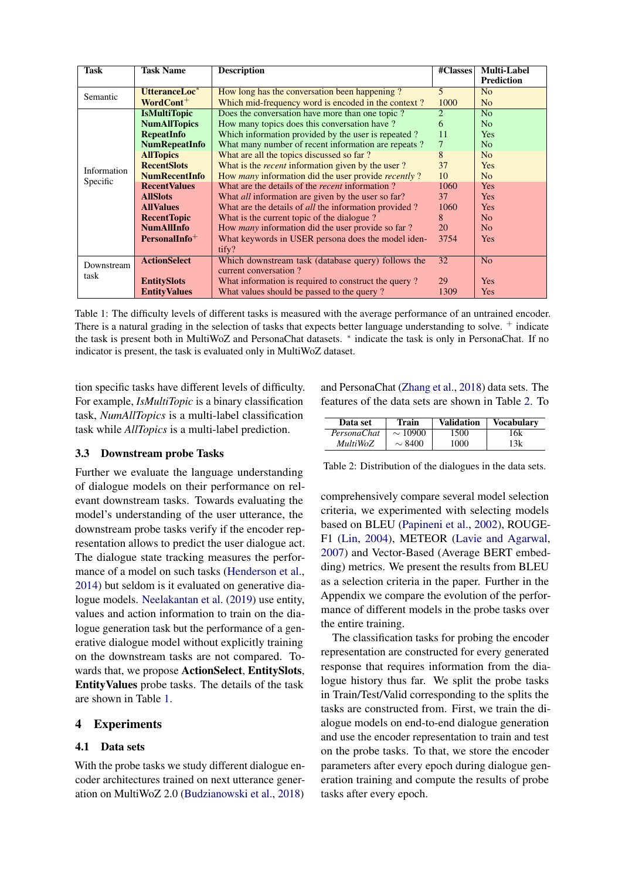| Task | Task Name | Description | #Classes | Multi-Label Prediction |
|---|---|---|---|---|
| Semantic | **UtteranceLoc**$^*$ | How long has the conversation been happening ? | 5 | No |
| | **WordCont**$^+$ | Which mid-frequency word is encoded in the context ? | 1000 | No |
| Information Specific | **IsMultiTopic** | Does the conversation have more than one topic ? | 2 | No |
| | **NumAllTopics** | How many topics does this conversation have ? | 6 | No |
| | **RepeatInfo** | Which information provided by the user is repeated ? | 11 | Yes |
| | **NumRepeatInfo** | What many number of recent information are repeats ? | 7 | No |
| | **AllTopics** | What are all the topics discussed so far ? | 8 | No |
| | **RecentSlots** | What is the *recent* information given by the user ? | 37 | Yes |
| | **NumRecentInfo** | How *many* information did the user provide *recently* ? | 10 | No |
| | **RecentValues** | What are the details of the *recent* information ? | 1060 | Yes |
| | **AllSlots** | What *all* information are given by the user so far? | 37 | Yes |
| | **AllValues** | What are the details of *all* the information provided ? | 1060 | Yes |
| | **RecentTopic** | What is the current topic of the dialogue ? | 8 | No |
| | **NumAllInfo** | How *many* information did the user provide so far ? | 20 | No |
| | **PersonalInfo**$^+$ | What keywords in USER persona does the model identify? | 3754 | Yes |
| Downstream task | **ActionSelect** | Which downstream task (database query) follows the current conversation ? | 32 | No |
| | **EntitySlots** | What information is required to construct the query ? | 29 | Yes |
| | **EntityValues** | What values should be passed to the query ? | 1309 | Yes |

Table 1: The difficulty levels of different tasks is measured with the average performance of an untrained encoder. There is a natural grading in the selection of tasks that expects better language understanding to solve. $^+$ indicate the task is present both in MultiWoZ and PersonaChat datasets. $^*$ indicate the task is only in PersonaChat. If no indicator is present, the task is evaluated only in MultiWoZ dataset.

tion specific tasks have different levels of difficulty. For example, *IsMultiTopic* is a binary classification task, *NumAllTopics* is a multi-label classification task while *AllTopics* is a multi-label prediction.

### 3.3 Downstream probe Tasks

Further we evaluate the language understanding of dialogue models on their performance on relevant downstream tasks. Towards evaluating the model's understanding of the user utterance, the downstream probe tasks verify if the encoder representation allows to predict the user dialogue act. The dialogue state tracking measures the performance of a model on such tasks (Henderson et al., 2014) but seldom is it evaluated on generative dialogue models. Neelakantan et al. (2019) use entity, values and action information to train on the dialogue generation task but the performance of a generative dialogue model without explicitly training on the downstream tasks are not compared. Towards that, we propose **ActionSelect**, **EntitySlots**, **EntityValues** probe tasks. The details of the task are shown in Table 1.

## 4 Experiments

### 4.1 Data sets

With the probe tasks we study different dialogue encoder architectures trained on next utterance generation on MultiWoZ 2.0 (Budzianowski et al., 2018) and PersonaChat (Zhang et al., 2018) data sets. The features of the data sets are shown in Table 2. To

| Data set | Train | Validation | Vocabulary |
|---|---|---|---|
| *PersonaChat* | $\sim$ 10900 | 1500 | 16k |
| *MultiWoZ* | $\sim$ 8400 | 1000 | 13k |

Table 2: Distribution of the dialogues in the data sets.

comprehensively compare several model selection criteria, we experimented with selecting models based on BLEU (Papineni et al., 2002), ROUGE-F1 (Lin, 2004), METEOR (Lavie and Agarwal, 2007) and Vector-Based (Average BERT embedding) metrics. We present the results from BLEU as a selection criteria in the paper. Further in the Appendix we compare the evolution of the performance of different models in the probe tasks over the entire training.

The classification tasks for probing the encoder representation are constructed for every generated response that requires information from the dialogue history thus far. We split the probe tasks in Train/Test/Valid corresponding to the splits the tasks are constructed from. First, we train the dialogue models on end-to-end dialogue generation and use the encoder representation to train and test on the probe tasks. To that, we store the encoder parameters after every epoch during dialogue generation training and compute the results of probe tasks after every epoch.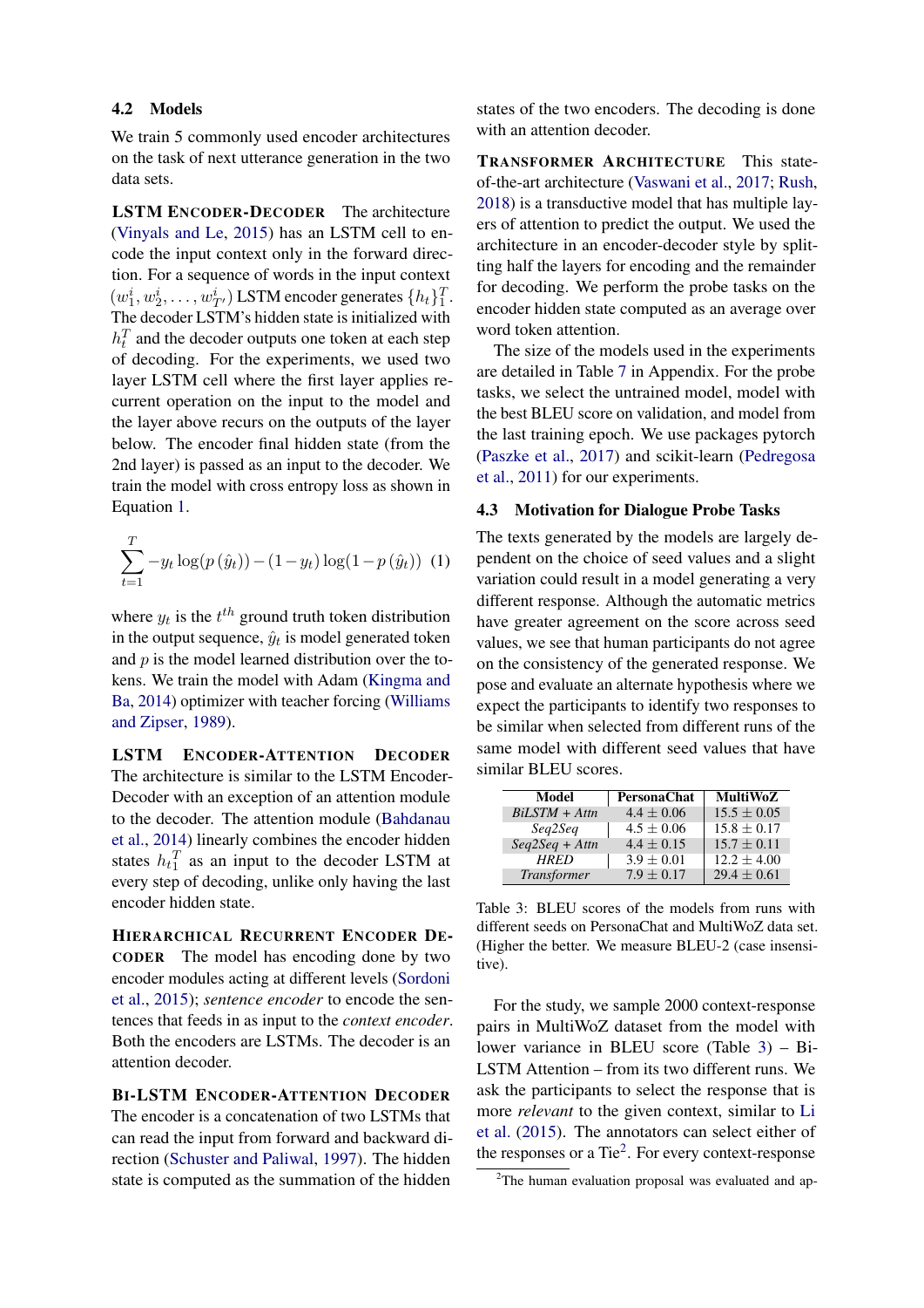### 4.2 Models

We train 5 commonly used encoder architectures on the task of next utterance generation in the two data sets.

**LSTM Encoder-Decoder** The architecture (Vinyals and Le, 2015) has an LSTM cell to encode the input context only in the forward direction. For a sequence of words in the input context $(w_1^i, w_2^i, \ldots, w_{T'}^i)$ LSTM encoder generates $\{h_t\}_1^T$. The decoder LSTM's hidden state is initialized with $h_t^T$ and the decoder outputs one token at each step of decoding. For the experiments, we used two layer LSTM cell where the first layer applies recurrent operation on the input to the model and the layer above recurs on the outputs of the layer below. The encoder final hidden state (from the 2nd layer) is passed as an input to the decoder. We train the model with cross entropy loss as shown in Equation 1.

$$\sum_{t=1}^{T} -y_t \log(p(\hat{y}_t)) - (1-y_t)\log(1-p(\hat{y}_t)) \quad (1)$$

where $y_t$ is the $t^{th}$ ground truth token distribution in the output sequence, $\hat{y}_t$ is model generated token and $p$ is the model learned distribution over the tokens. We train the model with Adam (Kingma and Ba, 2014) optimizer with teacher forcing (Williams and Zipser, 1989).

**LSTM Encoder-Attention Decoder** The architecture is similar to the LSTM Encoder-Decoder with an exception of an attention module to the decoder. The attention module (Bahdanau et al., 2014) linearly combines the encoder hidden states $h_{t_1}^T$ as an input to the decoder LSTM at every step of decoding, unlike only having the last encoder hidden state.

**Hierarchical Recurrent Encoder Decoder** The model has encoding done by two encoder modules acting at different levels (Sordoni et al., 2015); *sentence encoder* to encode the sentences that feeds in as input to the *context encoder*. Both the encoders are LSTMs. The decoder is an attention decoder.

**Bi-LSTM Encoder-Attention Decoder** The encoder is a concatenation of two LSTMs that can read the input from forward and backward direction (Schuster and Paliwal, 1997). The hidden state is computed as the summation of the hidden states of the two encoders. The decoding is done with an attention decoder.

**Transformer Architecture** This state-of-the-art architecture (Vaswani et al., 2017; Rush, 2018) is a transductive model that has multiple layers of attention to predict the output. We used the architecture in an encoder-decoder style by splitting half the layers for encoding and the remainder for decoding. We perform the probe tasks on the encoder hidden state computed as an average over word token attention.

The size of the models used in the experiments are detailed in Table 7 in Appendix. For the probe tasks, we select the untrained model, model with the best BLEU score on validation, and model from the last training epoch. We use packages pytorch (Paszke et al., 2017) and scikit-learn (Pedregosa et al., 2011) for our experiments.

### 4.3 Motivation for Dialogue Probe Tasks

The texts generated by the models are largely dependent on the choice of seed values and a slight variation could result in a model generating a very different response. Although the automatic metrics have greater agreement on the score across seed values, we see that human participants do not agree on the consistency of the generated response. We pose and evaluate an alternate hypothesis where we expect the participants to identify two responses to be similar when selected from different runs of the same model with different seed values that have similar BLEU scores.

| Model | PersonaChat | MultiWoZ |
|---|---|---|
| *BiLSTM + Attn* | 4.4 ± 0.06 | 15.5 ± 0.05 |
| *Seq2Seq* | 4.5 ± 0.06 | 15.8 ± 0.17 |
| *Seq2Seq + Attn* | 4.4 ± 0.15 | 15.7 ± 0.11 |
| *HRED* | 3.9 ± 0.01 | 12.2 ± 4.00 |
| *Transformer* | 7.9 ± 0.17 | 29.4 ± 0.61 |

Table 3: BLEU scores of the models from runs with different seeds on PersonaChat and MultiWoZ data set. (Higher the better. We measure BLEU-2 (case insensitive).

For the study, we sample 2000 context-response pairs in MultiWoZ dataset from the model with lower variance in BLEU score (Table 3) – Bi-LSTM Attention – from its two different runs. We ask the participants to select the response that is more *relevant* to the given context, similar to Li et al. (2015). The annotators can select either of the responses or a Tie[2]. For every context-response

[2]The human evaluation proposal was evaluated and ap-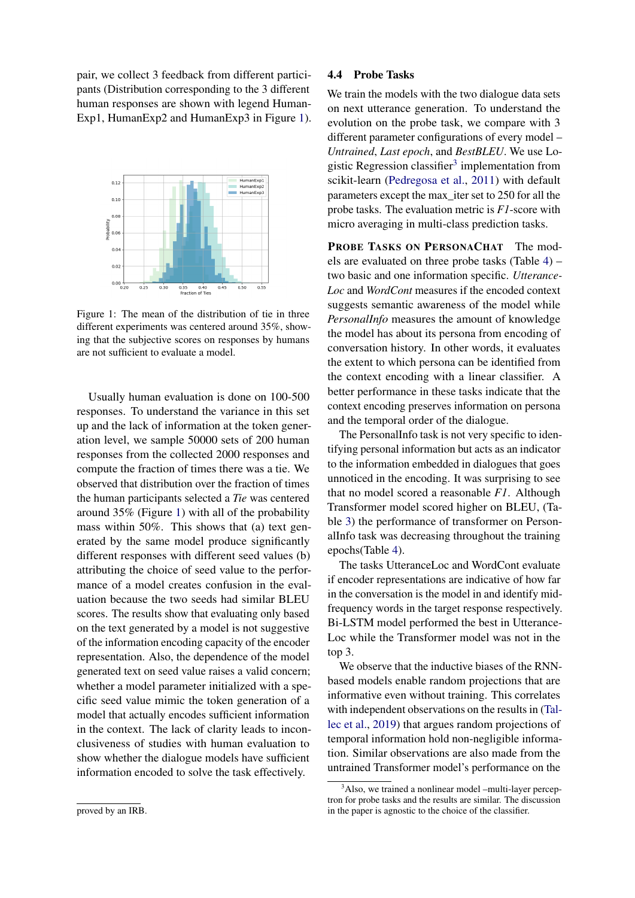pair, we collect 3 feedback from different participants (Distribution corresponding to the 3 different human responses are shown with legend HumanExp1, HumanExp2 and HumanExp3 in Figure 1).

Figure 1: The mean of the distribution of tie in three different experiments was centered around 35%, showing that the subjective scores on responses by humans are not sufficient to evaluate a model.

Usually human evaluation is done on 100-500 responses. To understand the variance in this set up and the lack of information at the token generation level, we sample 50000 sets of 200 human responses from the collected 2000 responses and compute the fraction of times there was a tie. We observed that distribution over the fraction of times the human participants selected a *Tie* was centered around 35% (Figure 1) with all of the probability mass within 50%. This shows that (a) text generated by the same model produce significantly different responses with different seed values (b) attributing the choice of seed value to the performance of a model creates confusion in the evaluation because the two seeds had similar BLEU scores. The results show that evaluating only based on the text generated by a model is not suggestive of the information encoding capacity of the encoder representation. Also, the dependence of the model generated text on seed value raises a valid concern; whether a model parameter initialized with a specific seed value mimic the token generation of a model that actually encodes sufficient information in the context. The lack of clarity leads to inconclusiveness of studies with human evaluation to show whether the dialogue models have sufficient information encoded to solve the task effectively.

proved by an IRB.

## 4.4 Probe Tasks

We train the models with the two dialogue data sets on next utterance generation. To understand the evolution on the probe task, we compare with 3 different parameter configurations of every model – *Untrained*, *Last epoch*, and *BestBLEU*. We use Logistic Regression classifier[3] implementation from scikit-learn (Pedregosa et al., 2011) with default parameters except the max_iter set to 250 for all the probe tasks. The evaluation metric is *F1*-score with micro averaging in multi-class prediction tasks.

**Probe Tasks on PersonaChat** The models are evaluated on three probe tasks (Table 4) – two basic and one information specific. *Utterance-Loc* and *WordCont* measures if the encoded context suggests semantic awareness of the model while *PersonalInfo* measures the amount of knowledge the model has about its persona from encoding of conversation history. In other words, it evaluates the extent to which persona can be identified from the context encoding with a linear classifier. A better performance in these tasks indicate that the context encoding preserves information on persona and the temporal order of the dialogue.

The PersonalInfo task is not very specific to identifying personal information but acts as an indicator to the information embedded in dialogues that goes unnoticed in the encoding. It was surprising to see that no model scored a reasonable *F1*. Although Transformer model scored higher on BLEU, (Table 3) the performance of transformer on PersonalInfo task was decreasing throughout the training epochs(Table 4).

The tasks UtteranceLoc and WordCont evaluate if encoder representations are indicative of how far in the conversation is the model in and identify mid-frequency words in the target response respectively. Bi-LSTM model performed the best in UtteranceLoc while the Transformer model was not in the top 3.

We observe that the inductive biases of the RNN-based models enable random projections that are informative even without training. This correlates with independent observations on the results in (Tallec et al., 2019) that argues random projections of temporal information hold non-negligible information. Similar observations are also made from the untrained Transformer model's performance on the

[3] Also, we trained a nonlinear model –multi-layer perceptron for probe tasks and the results are similar. The discussion in the paper is agnostic to the choice of the classifier.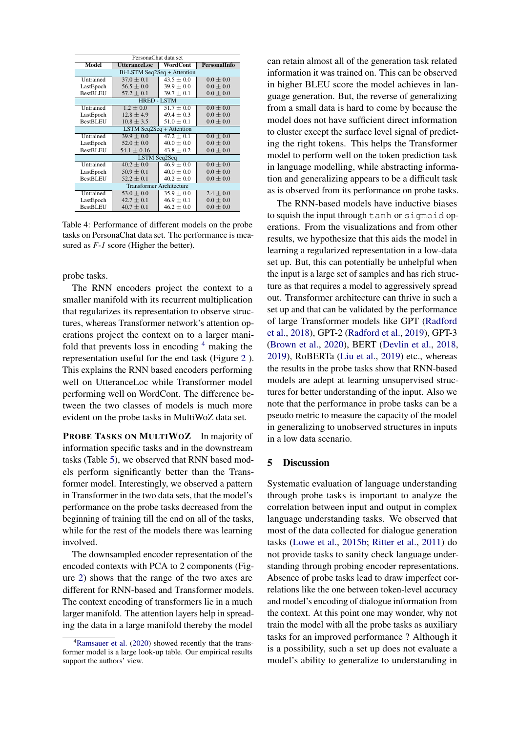| PersonaChat data set | | | |
|---|---|---|---|
| **Model** | **UtteranceLoc** | **WordCont** | **PersonalInfo** |
| Bi-LSTM Seq2Seq + Attention | | | |
| Untrained | 37.0 ± 0.1 | 43.5 ± 0.0 | 0.0 ± 0.0 |
| LastEpoch | 56.5 ± 0.0 | 39.9 ± 0.0 | 0.0 ± 0.0 |
| BestBLEU | 57.2 ± 0.1 | 39.7 ± 0.1 | 0.0 ± 0.0 |
| HRED - LSTM | | | |
| Untrained | 1.2 ± 0.0 | 51.7 ± 0.0 | 0.0 ± 0.0 |
| LastEpoch | 12.8 ± 4.9 | 49.4 ± 0.3 | 0.0 ± 0.0 |
| BestBLEU | 10.8 ± 3.5 | 51.0 ± 0.1 | 0.0 ± 0.0 |
| LSTM Seq2Seq + Attention | | | |
| Untrained | 39.9 ± 0.0 | 47.2 ± 0.1 | 0.0 ± 0.0 |
| LastEpoch | 52.0 ± 0.0 | 40.0 ± 0.0 | 0.0 ± 0.0 |
| BestBLEU | 54.1 ± 0.16 | 43.8 ± 0.2 | 0.0 ± 0.0 |
| LSTM Seq2Seq | | | |
| Untrained | 40.2 ± 0.0 | 46.9 ± 0.0 | 0.0 ± 0.0 |
| LastEpoch | 50.9 ± 0.1 | 40.0 ± 0.0 | 0.0 ± 0.0 |
| BestBLEU | 52.2 ± 0.1 | 40.2 ± 0.0 | 0.0 ± 0.0 |
| Transformer Architecture | | | |
| Untrained | 53.0 ± 0.0 | 35.9 ± 0.0 | 2.4 ± 0.0 |
| LastEpoch | 42.7 ± 0.1 | 46.9 ± 0.1 | 0.0 ± 0.0 |
| BestBLEU | 40.7 ± 0.1 | 46.2 ± 0.0 | 0.0 ± 0.0 |

Table 4: Performance of different models on the probe tasks on PersonaChat data set. The performance is measured as *F-1* score (Higher the better).

probe tasks.

The RNN encoders project the context to a smaller manifold with its recurrent multiplication that regularizes its representation to observe structures, whereas Transformer network's attention operations project the context on to a larger manifold that prevents loss in encoding [4] making the representation useful for the end task (Figure 2 ). This explains the RNN based encoders performing well on UtteranceLoc while Transformer model performing well on WordCont. The difference between the two classes of models is much more evident on the probe tasks in MultiWoZ data set.

**Probe Tasks on MultiWoZ** In majority of information specific tasks and in the downstream tasks (Table 5), we observed that RNN based models perform significantly better than the Transformer model. Interestingly, we observed a pattern in Transformer in the two data sets, that the model's performance on the probe tasks decreased from the beginning of training till the end on all of the tasks, while for the rest of the models there was learning involved.

The downsampled encoder representation of the encoded contexts with PCA to 2 components (Figure 2) shows that the range of the two axes are different for RNN-based and Transformer models. The context encoding of transformers lie in a much larger manifold. The attention layers help in spreading the data in a large manifold thereby the model can retain almost all of the generation task related information it was trained on. This can be observed in higher BLEU score the model achieves in language generation. But, the reverse of generalizing from a small data is hard to come by because the model does not have sufficient direct information to cluster except the surface level signal of predicting the right tokens. This helps the Transformer model to perform well on the token prediction task in language modelling, while abstracting information and generalizing appears to be a difficult task as is observed from its performance on probe tasks.

The RNN-based models have inductive biases to squish the input through `tanh` or `sigmoid` operations. From the visualizations and from other results, we hypothesize that this aids the model in learning a regularized representation in a low-data set up. But, this can potentially be unhelpful when the input is a large set of samples and has rich structure as that requires a model to aggressively spread out. Transformer architecture can thrive in such a set up and that can be validated by the performance of large Transformer models like GPT (Radford et al., 2018), GPT-2 (Radford et al., 2019), GPT-3 (Brown et al., 2020), BERT (Devlin et al., 2018, 2019), RoBERTa (Liu et al., 2019) etc., whereas the results in the probe tasks show that RNN-based models are adept at learning unsupervised structures for better understanding of the input. Also we note that the performance in probe tasks can be a pseudo metric to measure the capacity of the model in generalizing to unobserved structures in inputs in a low data scenario.

## 5 Discussion

Systematic evaluation of language understanding through probe tasks is important to analyze the correlation between input and output in complex language understanding tasks. We observed that most of the data collected for dialogue generation tasks (Lowe et al., 2015b; Ritter et al., 2011) do not provide tasks to sanity check language understanding through probing encoder representations. Absence of probe tasks lead to draw imperfect correlations like the one between token-level accuracy and model's encoding of dialogue information from the context. At this point one may wonder, why not train the model with all the probe tasks as auxiliary tasks for an improved performance ? Although it is a possibility, such a set up does not evaluate a model's ability to generalize to understanding in

[4] Ramsauer et al. (2020) showed recently that the transformer model is a large look-up table. Our empirical results support the authors' view.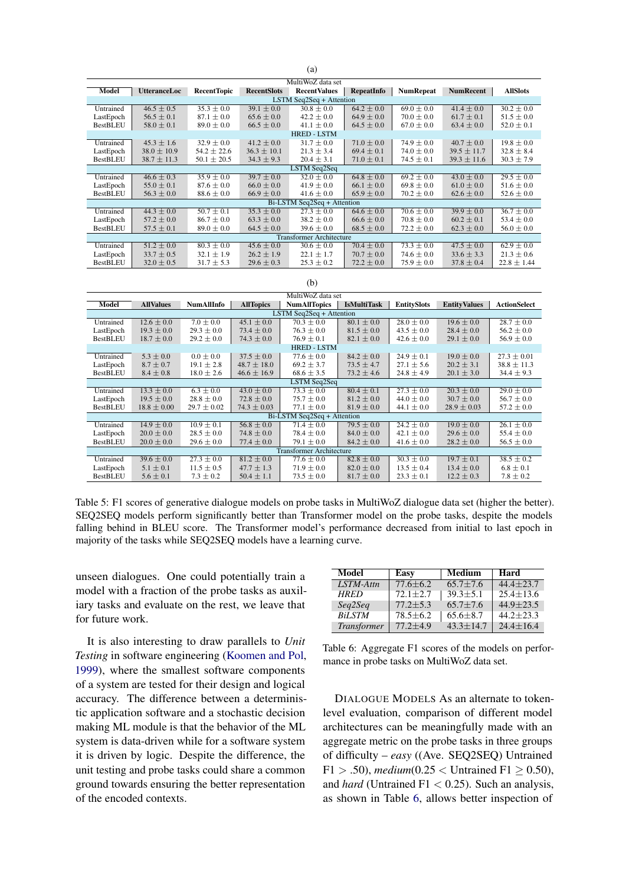(a)

| Model | UtteranceLoc | RecentTopic | RecentSlots | RecentValues | RepeatInfo | NumRepeat | NumRecent | AllSlots |
|---|---|---|---|---|---|---|---|---|
| MultiWoZ data set | | | | | | | | |
| LSTM Seq2Seq + Attention | | | | | | | | |
| Untrained | 46.5 ± 0.5 | 35.3 ± 0.0 | 39.1 ± 0.0 | 30.8 ± 0.0 | 64.2 ± 0.0 | 69.0 ± 0.0 | 41.4 ± 0.0 | 30.2 ± 0.0 |
| LastEpoch | 56.5 ± 0.1 | 87.1 ± 0.0 | 65.6 ± 0.0 | 42.2 ± 0.0 | 64.9 ± 0.0 | 70.0 ± 0.0 | 61.7 ± 0.1 | 51.5 ± 0.0 |
| BestBLEU | 58.0 ± 0.1 | 89.0 ± 0.0 | 66.5 ± 0.0 | 41.1 ± 0.0 | 64.5 ± 0.0 | 67.0 ± 0.0 | 63.4 ± 0.0 | 52.0 ± 0.1 |
| HRED - LSTM | | | | | | | | |
| Untrained | 45.3 ± 1.6 | 32.9 ± 0.0 | 41.2 ± 0.0 | 31.7 ± 0.0 | 71.0 ± 0.0 | 74.9 ± 0.0 | 40.7 ± 0.0 | 19.8 ± 0.0 |
| LastEpoch | 38.0 ± 10.9 | 54.2 ± 22.6 | 36.3 ± 10.1 | 21.3 ± 3.4 | 69.4 ± 0.1 | 74.0 ± 0.0 | 39.5 ± 11.7 | 32.8 ± 8.4 |
| BestBLEU | 38.7 ± 11.3 | 50.1 ± 20.5 | 34.3 ± 9.3 | 20.4 ± 3.1 | 71.0 ± 0.1 | 74.5 ± 0.1 | 39.3 ± 11.6 | 30.3 ± 7.9 |
| LSTM Seq2Seq | | | | | | | | |
| Untrained | 46.6 ± 0.3 | 35.9 ± 0.0 | 39.7 ± 0.0 | 32.0 ± 0.0 | 64.8 ± 0.0 | 69.2 ± 0.0 | 43.0 ± 0.0 | 29.5 ± 0.0 |
| LastEpoch | 55.0 ± 0.1 | 87.6 ± 0.0 | 66.0 ± 0.0 | 41.9 ± 0.0 | 66.1 ± 0.0 | 69.8 ± 0.0 | 61.0 ± 0.0 | 51.6 ± 0.0 |
| BestBLEU | 56.3 ± 0.0 | 88.6 ± 0.0 | 66.9 ± 0.0 | 41.6 ± 0.0 | 65.9 ± 0.0 | 70.2 ± 0.0 | 62.6 ± 0.0 | 52.6 ± 0.0 |
| Bi-LSTM Seq2Seq + Attention | | | | | | | | |
| Untrained | 44.3 ± 0.0 | 50.7 ± 0.1 | 35.3 ± 0.0 | 27.3 ± 0.0 | 64.6 ± 0.0 | 70.6 ± 0.0 | 39.9 ± 0.0 | 36.7 ± 0.0 |
| LastEpoch | 57.2 ± 0.0 | 86.7 ± 0.0 | 63.3 ± 0.0 | 38.2 ± 0.0 | 66.6 ± 0.0 | 70.8 ± 0.0 | 60.2 ± 0.1 | 53.4 ± 0.0 |
| BestBLEU | 57.5 ± 0.1 | 89.0 ± 0.0 | 64.5 ± 0.0 | 39.6 ± 0.0 | 68.5 ± 0.0 | 72.2 ± 0.0 | 62.3 ± 0.0 | 56.0 ± 0.0 |
| Transformer Architecture | | | | | | | | |
| Untrained | 51.2 ± 0.0 | 80.3 ± 0.0 | 45.6 ± 0.0 | 30.6 ± 0.0 | 70.4 ± 0.0 | 73.3 ± 0.0 | 47.5 ± 0.0 | 62.9 ± 0.0 |
| LastEpoch | 33.7 ± 0.5 | 32.1 ± 1.9 | 26.2 ± 1.9 | 22.1 ± 1.7 | 70.7 ± 0.0 | 74.6 ± 0.0 | 33.6 ± 3.3 | 21.3 ± 0.6 |
| BestBLEU | 32.0 ± 0.5 | 31.7 ± 5.3 | 29.6 ± 0.3 | 25.3 ± 0.2 | 72.2 ± 0.0 | 75.9 ± 0.0 | 37.8 ± 0.4 | 22.8 ± 1.44 |

(b)

| Model | AllValues | NumAllInfo | AllTopics | NumAllTopics | IsMultiTask | EntitySlots | EntityValues | ActionSelect |
|---|---|---|---|---|---|---|---|---|
| MultiWoZ data set | | | | | | | | |
| LSTM Seq2Seq + Attention | | | | | | | | |
| Untrained | 12.6 ± 0.0 | 7.0 ± 0.0 | 45.1 ± 0.0 | 70.3 ± 0.0 | 80.1 ± 0.0 | 28.0 ± 0.0 | 19.6 ± 0.0 | 28.7 ± 0.0 |
| LastEpoch | 19.3 ± 0.0 | 29.3 ± 0.0 | 73.4 ± 0.0 | 76.3 ± 0.0 | 81.5 ± 0.0 | 43.5 ± 0.0 | 28.4 ± 0.0 | 56.2 ± 0.0 |
| BestBLEU | 18.7 ± 0.0 | 29.2 ± 0.0 | 74.3 ± 0.0 | 76.9 ± 0.1 | 82.1 ± 0.0 | 42.6 ± 0.0 | 29.1 ± 0.0 | 56.9 ± 0.0 |
| HRED - LSTM | | | | | | | | |
| Untrained | 5.3 ± 0.0 | 0.0 ± 0.0 | 37.5 ± 0.0 | 77.6 ± 0.0 | 84.2 ± 0.0 | 24.9 ± 0.1 | 19.0 ± 0.0 | 27.3 ± 0.01 |
| LastEpoch | 8.7 ± 0.7 | 19.1 ± 2.8 | 48.7 ± 18.0 | 69.2 ± 3.7 | 73.5 ± 4.7 | 27.1 ± 5.6 | 20.2 ± 3.1 | 38.8 ± 11.3 |
| BestBLEU | 8.4 ± 0.8 | 18.0 ± 2.6 | 46.6 ± 16.9 | 68.6 ± 3.5 | 73.2 ± 4.6 | 24.8 ± 4.9 | 20.1 ± 3.0 | 34.4 ± 9.3 |
| LSTM Seq2Seq | | | | | | | | |
| Untrained | 13.3 ± 0.0 | 6.3 ± 0.0 | 43.0 ± 0.0 | 73.3 ± 0.0 | 80.4 ± 0.1 | 27.3 ± 0.0 | 20.3 ± 0.0 | 29.0 ± 0.0 |
| LastEpoch | 19.5 ± 0.0 | 28.8 ± 0.0 | 72.8 ± 0.0 | 75.7 ± 0.0 | 81.2 ± 0.0 | 44.0 ± 0.0 | 30.7 ± 0.0 | 56.7 ± 0.0 |
| BestBLEU | 18.8 ± 0.00 | 29.7 ± 0.02 | 74.3 ± 0.03 | 77.1 ± 0.0 | 81.9 ± 0.0 | 44.1 ± 0.0 | 28.9 ± 0.03 | 57.2 ± 0.0 |
| Bi-LSTM Seq2Seq + Attention | | | | | | | | |
| Untrained | 14.9 ± 0.0 | 10.9 ± 0.1 | 56.8 ± 0.0 | 71.4 ± 0.0 | 79.5 ± 0.0 | 24.2 ± 0.0 | 19.0 ± 0.0 | 26.1 ± 0.0 |
| LastEpoch | 20.0 ± 0.0 | 28.5 ± 0.0 | 74.8 ± 0.0 | 78.4 ± 0.0 | 84.0 ± 0.0 | 42.1 ± 0.0 | 29.6 ± 0.0 | 55.4 ± 0.0 |
| BestBLEU | 20.0 ± 0.0 | 29.6 ± 0.0 | 77.4 ± 0.0 | 79.1 ± 0.0 | 84.2 ± 0.0 | 41.6 ± 0.0 | 28.2 ± 0.0 | 56.5 ± 0.0 |
| Transformer Architecture | | | | | | | | |
| Untrained | 39.6 ± 0.0 | 27.3 ± 0.0 | 81.2 ± 0.0 | 77.6 ± 0.0 | 82.8 ± 0.0 | 30.3 ± 0.0 | 19.7 ± 0.1 | 38.5 ± 0.2 |
| LastEpoch | 5.1 ± 0.1 | 11.5 ± 0.5 | 47.7 ± 1.3 | 71.9 ± 0.0 | 82.0 ± 0.0 | 13.5 ± 0.4 | 13.4 ± 0.0 | 6.8 ± 0.1 |
| BestBLEU | 5.6 ± 0.1 | 7.3 ± 0.2 | 50.4 ± 1.1 | 73.5 ± 0.0 | 81.7 ± 0.0 | 23.3 ± 0.1 | 12.2 ± 0.3 | 7.8 ± 0.2 |

Table 5: F1 scores of generative dialogue models on probe tasks in MultiWoZ dialogue data set (higher the better). SEQ2SEQ models perform significantly better than Transformer model on the probe tasks, despite the models falling behind in BLEU score. The Transformer model's performance decreased from initial to last epoch in majority of the tasks while SEQ2SEQ models have a learning curve.

unseen dialogues. One could potentially train a model with a fraction of the probe tasks as auxiliary tasks and evaluate on the rest, we leave that for future work.

It is also interesting to draw parallels to *Unit Testing* in software engineering (Koomen and Pol, 1999), where the smallest software components of a system are tested for their design and logical accuracy. The difference between a deterministic application software and a stochastic decision making ML module is that the behavior of the ML system is data-driven while for a software system it is driven by logic. Despite the difference, the unit testing and probe tasks could share a common ground towards ensuring the better representation of the encoded contexts.

| Model | Easy | Medium | Hard |
|---|---|---|---|
| *LSTM-Attn* | 77.6±6.2 | 65.7±7.6 | 44.4±23.7 |
| *HRED* | 72.1±2.7 | 39.3±5.1 | 25.4±13.6 |
| *Seq2Seq* | 77.2±5.3 | 65.7±7.6 | 44.9±23.5 |
| *BiLSTM* | 78.5±6.2 | 65.6±8.7 | 44.2±23.3 |
| *Transformer* | 77.2±4.9 | 43.3±14.7 | 24.4±16.4 |

Table 6: Aggregate F1 scores of the models on performance in probe tasks on MultiWoZ data set.

DIALOGUE MODELS As an alternate to token-level evaluation, comparison of different model architectures can be meaningfully made with an aggregate metric on the probe tasks in three groups of difficulty – *easy* ((Ave. SEQ2SEQ) Untrained F1 $> .50$), *medium*($0.25 <$ Untrained F1 $\geq 0.50$), and *hard* (Untrained F1 $< 0.25$). Such an analysis, as shown in Table 6, allows better inspection of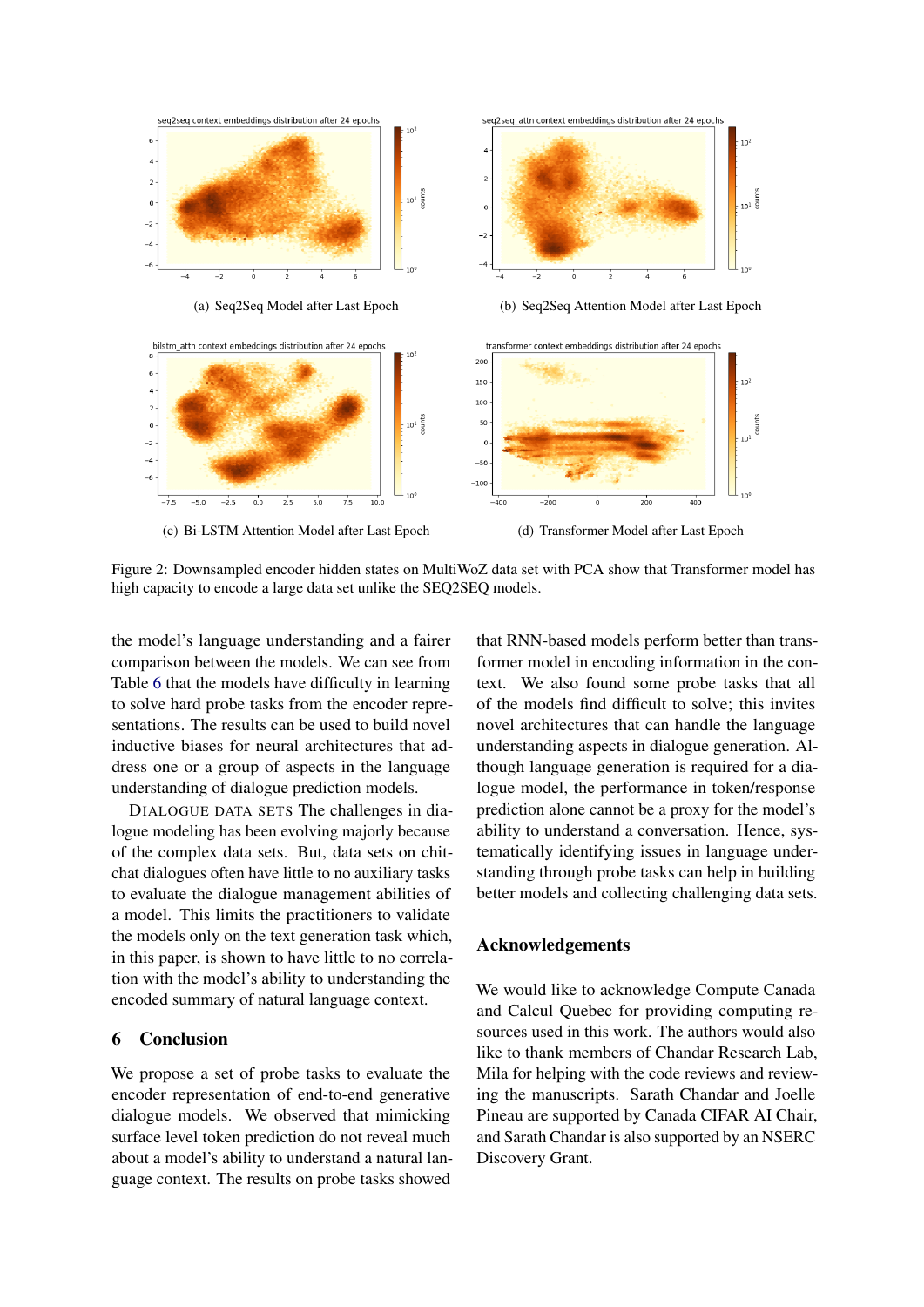(a) Seq2Seq Model after Last Epoch

(b) Seq2Seq Attention Model after Last Epoch

(c) Bi-LSTM Attention Model after Last Epoch

(d) Transformer Model after Last Epoch

Figure 2: Downsampled encoder hidden states on MultiWoZ data set with PCA show that Transformer model has high capacity to encode a large data set unlike the SEQ2SEQ models.

the model's language understanding and a fairer comparison between the models. We can see from Table 6 that the models have difficulty in learning to solve hard probe tasks from the encoder representations. The results can be used to build novel inductive biases for neural architectures that address one or a group of aspects in the language understanding of dialogue prediction models.

DIALOGUE DATA SETS The challenges in dialogue modeling has been evolving majorly because of the complex data sets. But, data sets on chit-chat dialogues often have little to no auxiliary tasks to evaluate the dialogue management abilities of a model. This limits the practitioners to validate the models only on the text generation task which, in this paper, is shown to have little to no correlation with the model's ability to understanding the encoded summary of natural language context.

## 6 Conclusion

We propose a set of probe tasks to evaluate the encoder representation of end-to-end generative dialogue models. We observed that mimicking surface level token prediction do not reveal much about a model's ability to understand a natural language context. The results on probe tasks showed that RNN-based models perform better than transformer model in encoding information in the context. We also found some probe tasks that all of the models find difficult to solve; this invites novel architectures that can handle the language understanding aspects in dialogue generation. Although language generation is required for a dialogue model, the performance in token/response prediction alone cannot be a proxy for the model's ability to understand a conversation. Hence, systematically identifying issues in language understanding through probe tasks can help in building better models and collecting challenging data sets.

## Acknowledgements

We would like to acknowledge Compute Canada and Calcul Quebec for providing computing resources used in this work. The authors would also like to thank members of Chandar Research Lab, Mila for helping with the code reviews and reviewing the manuscripts. Sarath Chandar and Joelle Pineau are supported by Canada CIFAR AI Chair, and Sarath Chandar is also supported by an NSERC Discovery Grant.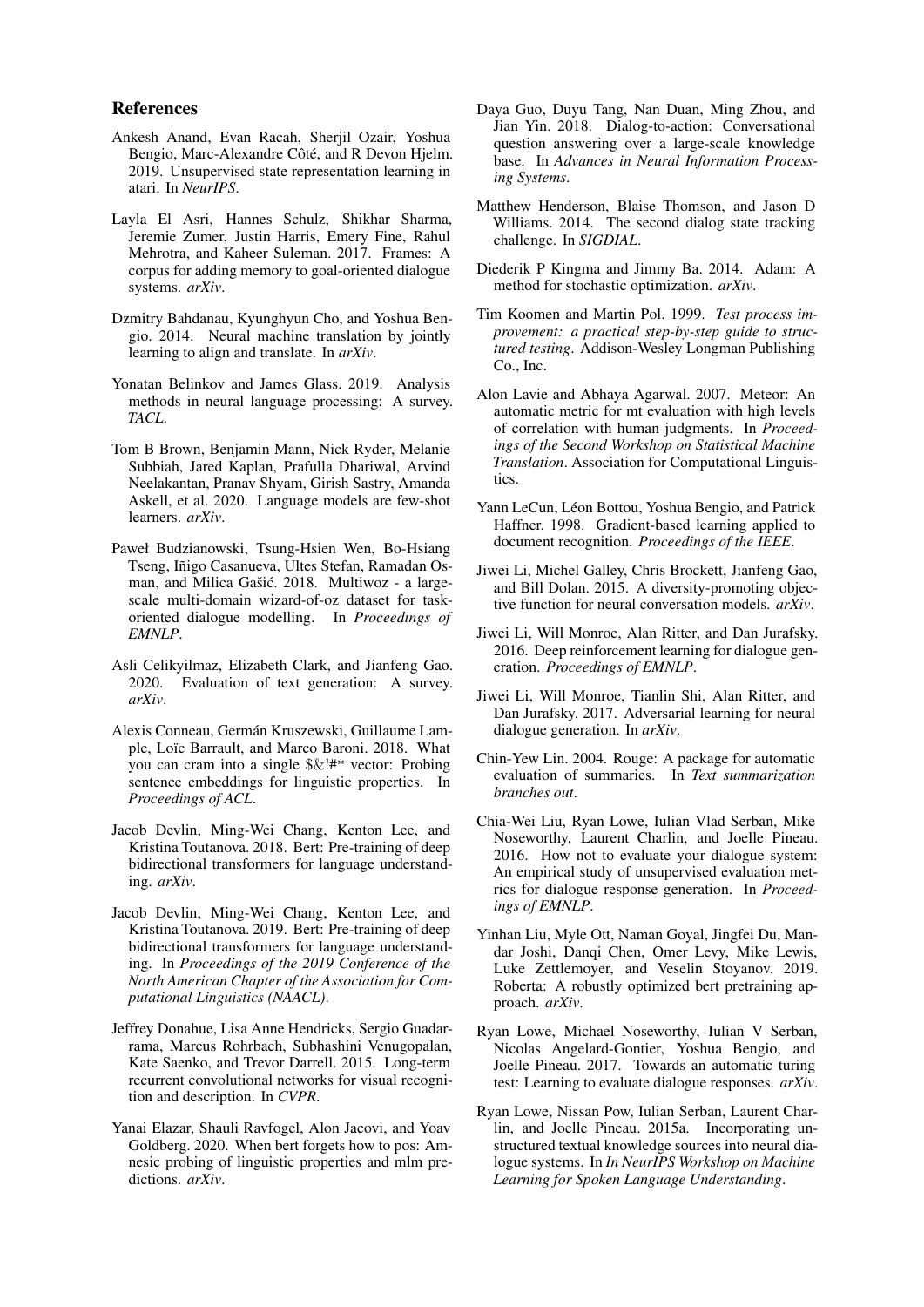## References

Ankesh Anand, Evan Racah, Sherjil Ozair, Yoshua Bengio, Marc-Alexandre Côté, and R Devon Hjelm. 2019. Unsupervised state representation learning in atari. In *NeurIPS*.

Layla El Asri, Hannes Schulz, Shikhar Sharma, Jeremie Zumer, Justin Harris, Emery Fine, Rahul Mehrotra, and Kaheer Suleman. 2017. Frames: A corpus for adding memory to goal-oriented dialogue systems. *arXiv*.

Dzmitry Bahdanau, Kyunghyun Cho, and Yoshua Bengio. 2014. Neural machine translation by jointly learning to align and translate. In *arXiv*.

Yonatan Belinkov and James Glass. 2019. Analysis methods in neural language processing: A survey. *TACL*.

Tom B Brown, Benjamin Mann, Nick Ryder, Melanie Subbiah, Jared Kaplan, Prafulla Dhariwal, Arvind Neelakantan, Pranav Shyam, Girish Sastry, Amanda Askell, et al. 2020. Language models are few-shot learners. *arXiv*.

Paweł Budzianowski, Tsung-Hsien Wen, Bo-Hsiang Tseng, Iñigo Casanueva, Ultes Stefan, Ramadan Osman, and Milica Gašić. 2018. Multiwoz - a large-scale multi-domain wizard-of-oz dataset for task-oriented dialogue modelling. In *Proceedings of EMNLP*.

Asli Celikyilmaz, Elizabeth Clark, and Jianfeng Gao. 2020. Evaluation of text generation: A survey. *arXiv*.

Alexis Conneau, Germán Kruszewski, Guillaume Lample, Loïc Barrault, and Marco Baroni. 2018. What you can cram into a single $&!#* vector: Probing sentence embeddings for linguistic properties. In *Proceedings of ACL*.

Jacob Devlin, Ming-Wei Chang, Kenton Lee, and Kristina Toutanova. 2018. Bert: Pre-training of deep bidirectional transformers for language understanding. *arXiv*.

Jacob Devlin, Ming-Wei Chang, Kenton Lee, and Kristina Toutanova. 2019. Bert: Pre-training of deep bidirectional transformers for language understanding. In *Proceedings of the 2019 Conference of the North American Chapter of the Association for Computational Linguistics (NAACL)*.

Jeffrey Donahue, Lisa Anne Hendricks, Sergio Guadarrama, Marcus Rohrbach, Subhashini Venugopalan, Kate Saenko, and Trevor Darrell. 2015. Long-term recurrent convolutional networks for visual recognition and description. In *CVPR*.

Yanai Elazar, Shauli Ravfogel, Alon Jacovi, and Yoav Goldberg. 2020. When bert forgets how to pos: Amnesic probing of linguistic properties and mlm predictions. *arXiv*.

Daya Guo, Duyu Tang, Nan Duan, Ming Zhou, and Jian Yin. 2018. Dialog-to-action: Conversational question answering over a large-scale knowledge base. In *Advances in Neural Information Processing Systems*.

Matthew Henderson, Blaise Thomson, and Jason D Williams. 2014. The second dialog state tracking challenge. In *SIGDIAL*.

Diederik P Kingma and Jimmy Ba. 2014. Adam: A method for stochastic optimization. *arXiv*.

Tim Koomen and Martin Pol. 1999. *Test process improvement: a practical step-by-step guide to structured testing*. Addison-Wesley Longman Publishing Co., Inc.

Alon Lavie and Abhaya Agarwal. 2007. Meteor: An automatic metric for mt evaluation with high levels of correlation with human judgments. In *Proceedings of the Second Workshop on Statistical Machine Translation*. Association for Computational Linguistics.

Yann LeCun, Léon Bottou, Yoshua Bengio, and Patrick Haffner. 1998. Gradient-based learning applied to document recognition. *Proceedings of the IEEE*.

Jiwei Li, Michel Galley, Chris Brockett, Jianfeng Gao, and Bill Dolan. 2015. A diversity-promoting objective function for neural conversation models. *arXiv*.

Jiwei Li, Will Monroe, Alan Ritter, and Dan Jurafsky. 2016. Deep reinforcement learning for dialogue generation. *Proceedings of EMNLP*.

Jiwei Li, Will Monroe, Tianlin Shi, Alan Ritter, and Dan Jurafsky. 2017. Adversarial learning for neural dialogue generation. In *arXiv*.

Chin-Yew Lin. 2004. Rouge: A package for automatic evaluation of summaries. In *Text summarization branches out*.

Chia-Wei Liu, Ryan Lowe, Iulian Vlad Serban, Mike Noseworthy, Laurent Charlin, and Joelle Pineau. 2016. How not to evaluate your dialogue system: An empirical study of unsupervised evaluation metrics for dialogue response generation. In *Proceedings of EMNLP*.

Yinhan Liu, Myle Ott, Naman Goyal, Jingfei Du, Mandar Joshi, Danqi Chen, Omer Levy, Mike Lewis, Luke Zettlemoyer, and Veselin Stoyanov. 2019. Roberta: A robustly optimized bert pretraining approach. *arXiv*.

Ryan Lowe, Michael Noseworthy, Iulian V Serban, Nicolas Angelard-Gontier, Yoshua Bengio, and Joelle Pineau. 2017. Towards an automatic turing test: Learning to evaluate dialogue responses. *arXiv*.

Ryan Lowe, Nissan Pow, Iulian Serban, Laurent Charlin, and Joelle Pineau. 2015a. Incorporating unstructured textual knowledge sources into neural dialogue systems. In *In NeurIPS Workshop on Machine Learning for Spoken Language Understanding*.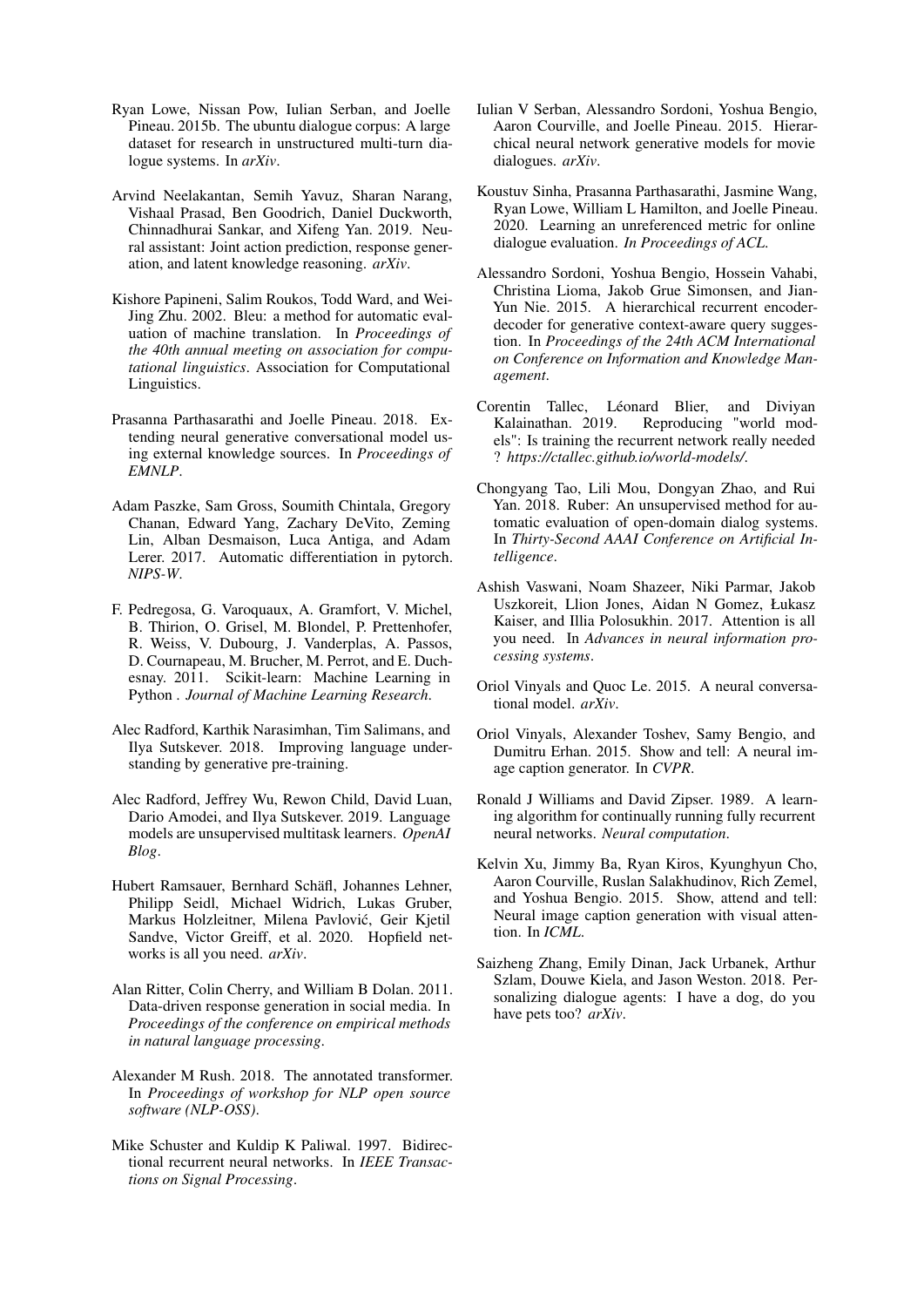Ryan Lowe, Nissan Pow, Iulian Serban, and Joelle Pineau. 2015b. The ubuntu dialogue corpus: A large dataset for research in unstructured multi-turn dialogue systems. In *arXiv*.

Arvind Neelakantan, Semih Yavuz, Sharan Narang, Vishaal Prasad, Ben Goodrich, Daniel Duckworth, Chinnadhurai Sankar, and Xifeng Yan. 2019. Neural assistant: Joint action prediction, response generation, and latent knowledge reasoning. *arXiv*.

Kishore Papineni, Salim Roukos, Todd Ward, and Wei-Jing Zhu. 2002. Bleu: a method for automatic evaluation of machine translation. In *Proceedings of the 40th annual meeting on association for computational linguistics*. Association for Computational Linguistics.

Prasanna Parthasarathi and Joelle Pineau. 2018. Extending neural generative conversational model using external knowledge sources. In *Proceedings of EMNLP*.

Adam Paszke, Sam Gross, Soumith Chintala, Gregory Chanan, Edward Yang, Zachary DeVito, Zeming Lin, Alban Desmaison, Luca Antiga, and Adam Lerer. 2017. Automatic differentiation in pytorch. *NIPS-W*.

F. Pedregosa, G. Varoquaux, A. Gramfort, V. Michel, B. Thirion, O. Grisel, M. Blondel, P. Prettenhofer, R. Weiss, V. Dubourg, J. Vanderplas, A. Passos, D. Cournapeau, M. Brucher, M. Perrot, and E. Duchesnay. 2011. Scikit-learn: Machine Learning in Python . *Journal of Machine Learning Research*.

Alec Radford, Karthik Narasimhan, Tim Salimans, and Ilya Sutskever. 2018. Improving language understanding by generative pre-training.

Alec Radford, Jeffrey Wu, Rewon Child, David Luan, Dario Amodei, and Ilya Sutskever. 2019. Language models are unsupervised multitask learners. *OpenAI Blog*.

Hubert Ramsauer, Bernhard Schäfl, Johannes Lehner, Philipp Seidl, Michael Widrich, Lukas Gruber, Markus Holzleitner, Milena Pavlović, Geir Kjetil Sandve, Victor Greiff, et al. 2020. Hopfield networks is all you need. *arXiv*.

Alan Ritter, Colin Cherry, and William B Dolan. 2011. Data-driven response generation in social media. In *Proceedings of the conference on empirical methods in natural language processing*.

Alexander M Rush. 2018. The annotated transformer. In *Proceedings of workshop for NLP open source software (NLP-OSS)*.

Mike Schuster and Kuldip K Paliwal. 1997. Bidirectional recurrent neural networks. In *IEEE Transactions on Signal Processing*.

Iulian V Serban, Alessandro Sordoni, Yoshua Bengio, Aaron Courville, and Joelle Pineau. 2015. Hierarchical neural network generative models for movie dialogues. *arXiv*.

Koustuv Sinha, Prasanna Parthasarathi, Jasmine Wang, Ryan Lowe, William L Hamilton, and Joelle Pineau. 2020. Learning an unreferenced metric for online dialogue evaluation. *In Proceedings of ACL*.

Alessandro Sordoni, Yoshua Bengio, Hossein Vahabi, Christina Lioma, Jakob Grue Simonsen, and Jian-Yun Nie. 2015. A hierarchical recurrent encoder-decoder for generative context-aware query suggestion. In *Proceedings of the 24th ACM International on Conference on Information and Knowledge Management*.

Corentin Tallec, Léonard Blier, and Diviyan Kalainathan. 2019. Reproducing "world models": Is training the recurrent network really needed ? *https://ctallec.github.io/world-models/*.

Chongyang Tao, Lili Mou, Dongyan Zhao, and Rui Yan. 2018. Ruber: An unsupervised method for automatic evaluation of open-domain dialog systems. In *Thirty-Second AAAI Conference on Artificial Intelligence*.

Ashish Vaswani, Noam Shazeer, Niki Parmar, Jakob Uszkoreit, Llion Jones, Aidan N Gomez, Łukasz Kaiser, and Illia Polosukhin. 2017. Attention is all you need. In *Advances in neural information processing systems*.

Oriol Vinyals and Quoc Le. 2015. A neural conversational model. *arXiv*.

Oriol Vinyals, Alexander Toshev, Samy Bengio, and Dumitru Erhan. 2015. Show and tell: A neural image caption generator. In *CVPR*.

Ronald J Williams and David Zipser. 1989. A learning algorithm for continually running fully recurrent neural networks. *Neural computation*.

Kelvin Xu, Jimmy Ba, Ryan Kiros, Kyunghyun Cho, Aaron Courville, Ruslan Salakhudinov, Rich Zemel, and Yoshua Bengio. 2015. Show, attend and tell: Neural image caption generation with visual attention. In *ICML*.

Saizheng Zhang, Emily Dinan, Jack Urbanek, Arthur Szlam, Douwe Kiela, and Jason Weston. 2018. Personalizing dialogue agents: I have a dog, do you have pets too? *arXiv*.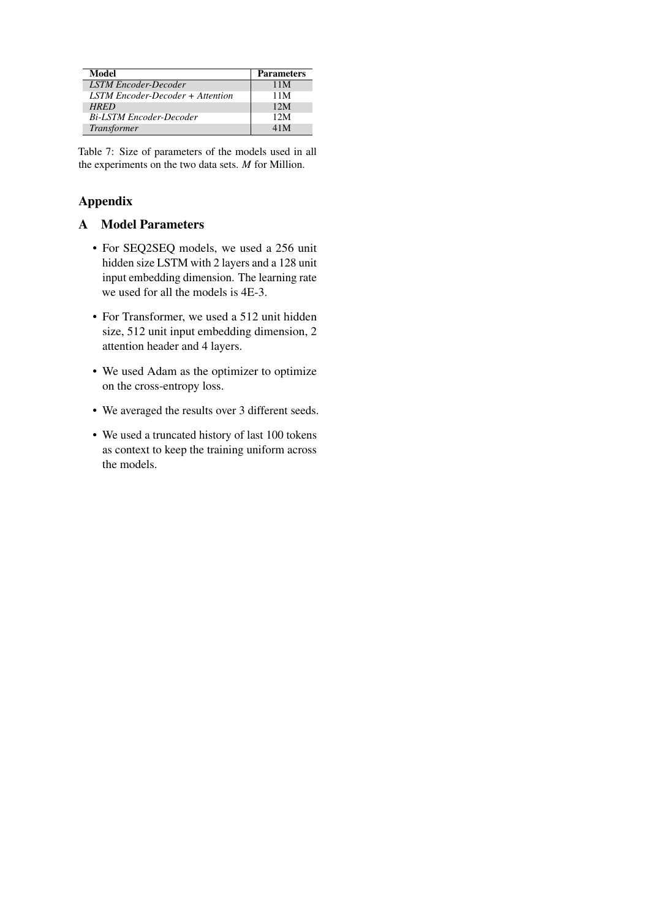| Model | Parameters |
|---|---|
| *LSTM Encoder-Decoder* | 11M |
| *LSTM Encoder-Decoder + Attention* | 11M |
| *HRED* | 12M |
| *Bi-LSTM Encoder-Decoder* | 12M |
| *Transformer* | 41M |

Table 7: Size of parameters of the models used in all the experiments on the two data sets. *M* for Million.

## Appendix

## A Model Parameters

- For SEQ2SEQ models, we used a 256 unit hidden size LSTM with 2 layers and a 128 unit input embedding dimension. The learning rate we used for all the models is 4E-3.
- For Transformer, we used a 512 unit hidden size, 512 unit input embedding dimension, 2 attention header and 4 layers.
- We used Adam as the optimizer to optimize on the cross-entropy loss.
- We averaged the results over 3 different seeds.
- We used a truncated history of last 100 tokens as context to keep the training uniform across the models.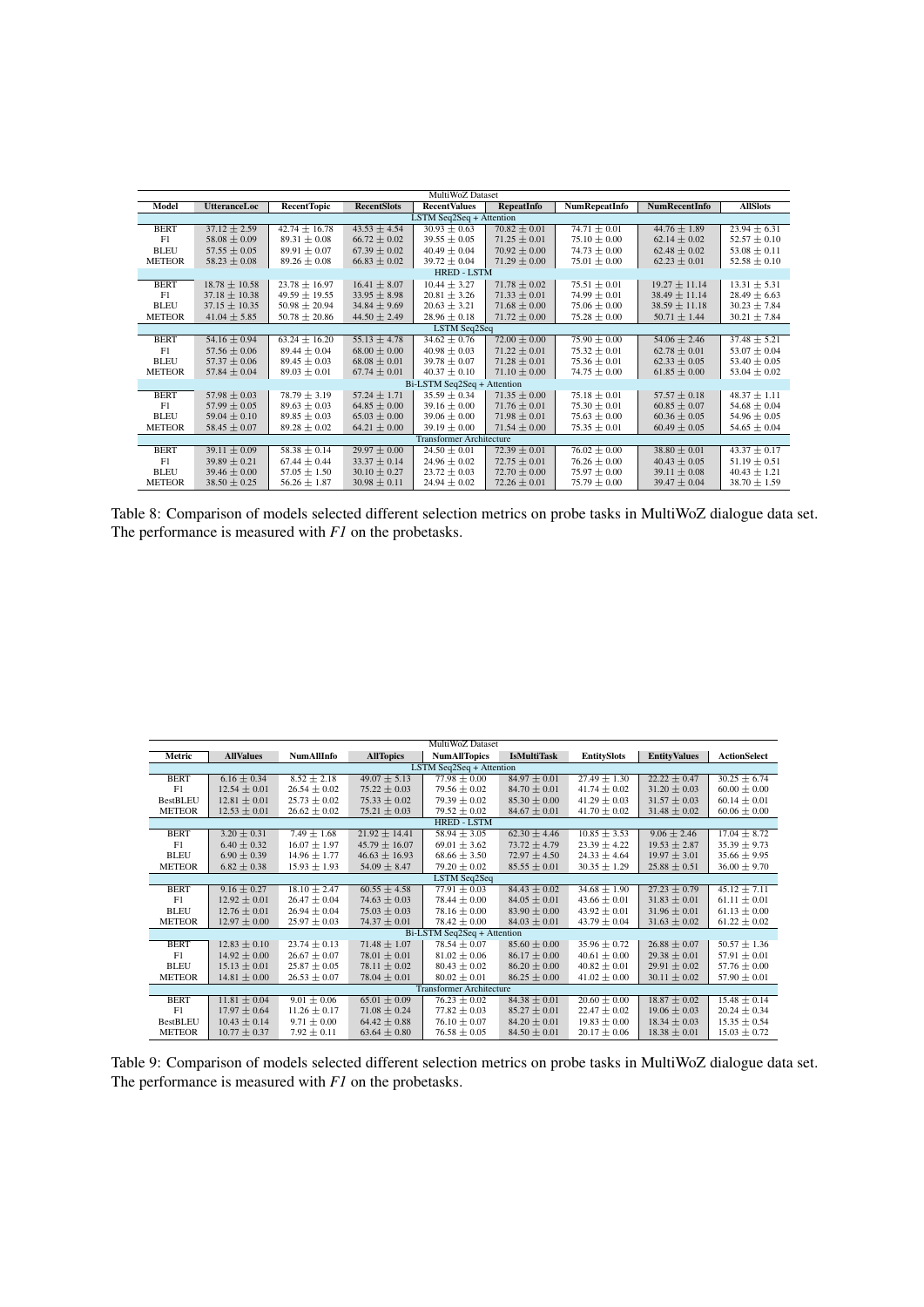| MultiWoZ Dataset | | | | | | | | |
|---|---|---|---|---|---|---|---|---|
| **Model** | **UtteranceLoc** | **RecentTopic** | **RecentSlots** | **RecentValues** | **RepeatInfo** | **NumRepeatInfo** | **NumRecentInfo** | **AllSlots** |
| LSTM Seq2Seq + Attention | | | | | | | | |
| BERT | 37.12 ± 2.59 | 42.74 ± 16.78 | 43.53 ± 4.54 | 30.93 ± 0.63 | 70.82 ± 0.01 | 74.71 ± 0.01 | 44.76 ± 1.89 | 23.94 ± 6.31 |
| F1 | 58.08 ± 0.09 | 89.31 ± 0.08 | 66.72 ± 0.02 | 39.55 ± 0.05 | 71.25 ± 0.01 | 75.10 ± 0.00 | 62.14 ± 0.02 | 52.57 ± 0.10 |
| BLEU | 57.55 ± 0.05 | 89.91 ± 0.07 | 67.39 ± 0.02 | 40.49 ± 0.04 | 70.92 ± 0.00 | 74.73 ± 0.00 | 62.48 ± 0.02 | 53.08 ± 0.11 |
| METEOR | 58.23 ± 0.08 | 89.26 ± 0.08 | 66.83 ± 0.02 | 39.72 ± 0.04 | 71.29 ± 0.00 | 75.01 ± 0.00 | 62.23 ± 0.01 | 52.58 ± 0.10 |
| HRED - LSTM | | | | | | | | |
| BERT | 18.78 ± 10.58 | 23.78 ± 16.97 | 16.41 ± 8.07 | 10.44 ± 3.27 | 71.78 ± 0.02 | 75.51 ± 0.01 | 19.27 ± 11.14 | 13.31 ± 5.31 |
| F1 | 37.18 ± 10.38 | 49.59 ± 19.55 | 33.95 ± 8.98 | 20.81 ± 3.26 | 71.33 ± 0.01 | 74.99 ± 0.01 | 38.49 ± 11.14 | 28.49 ± 6.63 |
| BLEU | 37.15 ± 10.35 | 50.98 ± 20.94 | 34.84 ± 9.69 | 20.63 ± 3.21 | 71.68 ± 0.00 | 75.06 ± 0.00 | 38.59 ± 11.18 | 30.23 ± 7.84 |
| METEOR | 41.04 ± 5.85 | 50.78 ± 20.86 | 44.50 ± 2.49 | 28.96 ± 0.18 | 71.72 ± 0.00 | 75.28 ± 0.00 | 50.71 ± 1.44 | 30.21 ± 7.84 |
| LSTM Seq2Seq | | | | | | | | |
| BERT | 54.16 ± 0.94 | 63.24 ± 16.20 | 55.13 ± 4.78 | 34.62 ± 0.76 | 72.00 ± 0.00 | 75.90 ± 0.00 | 54.06 ± 2.46 | 37.48 ± 5.21 |
| F1 | 57.56 ± 0.06 | 89.44 ± 0.04 | 68.00 ± 0.00 | 40.98 ± 0.03 | 71.22 ± 0.01 | 75.32 ± 0.01 | 62.78 ± 0.01 | 53.07 ± 0.04 |
| BLEU | 57.37 ± 0.06 | 89.45 ± 0.03 | 68.08 ± 0.01 | 39.78 ± 0.07 | 71.28 ± 0.01 | 75.36 ± 0.01 | 62.33 ± 0.05 | 53.40 ± 0.05 |
| METEOR | 57.84 ± 0.04 | 89.03 ± 0.01 | 67.74 ± 0.01 | 40.37 ± 0.10 | 71.10 ± 0.00 | 74.75 ± 0.00 | 61.85 ± 0.00 | 53.04 ± 0.02 |
| Bi-LSTM Seq2Seq + Attention | | | | | | | | |
| BERT | 57.98 ± 0.03 | 78.79 ± 3.19 | 57.24 ± 1.71 | 35.59 ± 0.34 | 71.35 ± 0.00 | 75.18 ± 0.01 | 57.57 ± 0.18 | 48.37 ± 1.11 |
| F1 | 57.99 ± 0.05 | 89.63 ± 0.03 | 64.85 ± 0.00 | 39.16 ± 0.00 | 71.76 ± 0.01 | 75.30 ± 0.01 | 60.85 ± 0.07 | 54.68 ± 0.04 |
| BLEU | 59.04 ± 0.10 | 89.85 ± 0.03 | 65.03 ± 0.00 | 39.06 ± 0.00 | 71.98 ± 0.01 | 75.63 ± 0.00 | 60.36 ± 0.05 | 54.96 ± 0.05 |
| METEOR | 58.45 ± 0.07 | 89.28 ± 0.02 | 64.21 ± 0.00 | 39.19 ± 0.00 | 71.54 ± 0.00 | 75.35 ± 0.01 | 60.49 ± 0.05 | 54.65 ± 0.04 |
| Transformer Architecture | | | | | | | | |
| BERT | 39.11 ± 0.09 | 58.38 ± 0.14 | 29.97 ± 0.00 | 24.50 ± 0.01 | 72.39 ± 0.01 | 76.02 ± 0.00 | 38.80 ± 0.01 | 43.37 ± 0.17 |
| F1 | 39.89 ± 0.21 | 67.44 ± 0.44 | 33.37 ± 0.14 | 24.96 ± 0.02 | 72.75 ± 0.01 | 76.26 ± 0.00 | 40.43 ± 0.05 | 51.19 ± 0.51 |
| BLEU | 39.46 ± 0.00 | 57.05 ± 1.50 | 30.10 ± 0.27 | 23.72 ± 0.03 | 72.70 ± 0.00 | 75.97 ± 0.00 | 39.11 ± 0.08 | 40.43 ± 1.21 |
| METEOR | 38.50 ± 0.25 | 56.26 ± 1.87 | 30.98 ± 0.11 | 24.94 ± 0.02 | 72.26 ± 0.01 | 75.79 ± 0.00 | 39.47 ± 0.04 | 38.70 ± 1.59 |

Table 8: Comparison of models selected different selection metrics on probe tasks in MultiWoZ dialogue data set. The performance is measured with *F1* on the probetasks.

| MultiWoZ Dataset | | | | | | | | |
|---|---|---|---|---|---|---|---|---|
| **Metric** | **AllValues** | **NumAllInfo** | **AllTopics** | **NumAllTopics** | **IsMultiTask** | **EntitySlots** | **EntityValues** | **ActionSelect** |
| LSTM Seq2Seq + Attention | | | | | | | | |
| BERT | 6.16 ± 0.34 | 8.52 ± 2.18 | 49.07 ± 5.13 | 77.98 ± 0.00 | 84.97 ± 0.01 | 27.49 ± 1.30 | 22.22 ± 0.47 | 30.25 ± 6.74 |
| F1 | 12.54 ± 0.01 | 26.54 ± 0.02 | 75.22 ± 0.03 | 79.56 ± 0.02 | 84.70 ± 0.01 | 41.74 ± 0.02 | 31.20 ± 0.03 | 60.00 ± 0.00 |
| BestBLEU | 12.81 ± 0.01 | 25.73 ± 0.02 | 75.33 ± 0.02 | 79.39 ± 0.02 | 85.30 ± 0.00 | 41.29 ± 0.03 | 31.57 ± 0.03 | 60.14 ± 0.01 |
| METEOR | 12.53 ± 0.01 | 26.62 ± 0.02 | 75.21 ± 0.03 | 79.52 ± 0.02 | 84.67 ± 0.01 | 41.70 ± 0.02 | 31.48 ± 0.02 | 60.06 ± 0.00 |
| HRED - LSTM | | | | | | | | |
| BERT | 3.20 ± 0.31 | 7.49 ± 1.68 | 21.92 ± 14.41 | 58.94 ± 3.05 | 62.30 ± 4.46 | 10.85 ± 3.53 | 9.06 ± 2.46 | 17.04 ± 8.72 |
| F1 | 6.40 ± 0.32 | 16.07 ± 1.97 | 45.79 ± 16.07 | 69.01 ± 3.62 | 73.72 ± 4.79 | 23.39 ± 4.22 | 19.53 ± 2.87 | 35.39 ± 9.73 |
| BLEU | 6.90 ± 0.39 | 14.96 ± 1.77 | 46.63 ± 16.93 | 68.66 ± 3.50 | 72.97 ± 4.50 | 24.33 ± 4.64 | 19.97 ± 3.01 | 35.66 ± 9.95 |
| METEOR | 6.82 ± 0.38 | 15.93 ± 1.93 | 54.09 ± 8.47 | 79.20 ± 0.02 | 85.55 ± 0.01 | 30.35 ± 1.29 | 25.88 ± 0.51 | 36.00 ± 9.70 |
| LSTM Seq2Seq | | | | | | | | |
| BERT | 9.16 ± 0.27 | 18.10 ± 2.47 | 60.55 ± 4.58 | 77.91 ± 0.03 | 84.43 ± 0.02 | 34.68 ± 1.90 | 27.23 ± 0.79 | 45.12 ± 7.11 |
| F1 | 12.92 ± 0.01 | 26.47 ± 0.04 | 74.63 ± 0.03 | 78.44 ± 0.00 | 84.05 ± 0.01 | 43.66 ± 0.01 | 31.83 ± 0.01 | 61.11 ± 0.01 |
| BLEU | 12.76 ± 0.01 | 26.94 ± 0.04 | 75.03 ± 0.03 | 78.16 ± 0.00 | 83.90 ± 0.00 | 43.92 ± 0.01 | 31.96 ± 0.01 | 61.13 ± 0.00 |
| METEOR | 12.97 ± 0.00 | 25.97 ± 0.03 | 74.37 ± 0.01 | 78.42 ± 0.00 | 84.03 ± 0.01 | 43.79 ± 0.04 | 31.63 ± 0.02 | 61.22 ± 0.02 |
| Bi-LSTM Seq2Seq + Attention | | | | | | | | |
| BERT | 12.83 ± 0.10 | 23.74 ± 0.13 | 71.48 ± 1.07 | 78.54 ± 0.07 | 85.60 ± 0.00 | 35.96 ± 0.72 | 26.88 ± 0.07 | 50.57 ± 1.36 |
| F1 | 14.92 ± 0.00 | 26.67 ± 0.07 | 78.01 ± 0.01 | 81.02 ± 0.06 | 86.17 ± 0.00 | 40.61 ± 0.00 | 29.38 ± 0.01 | 57.91 ± 0.01 |
| BLEU | 15.13 ± 0.01 | 25.87 ± 0.05 | 78.11 ± 0.02 | 80.43 ± 0.02 | 86.20 ± 0.00 | 40.82 ± 0.01 | 29.91 ± 0.02 | 57.76 ± 0.00 |
| METEOR | 14.81 ± 0.00 | 26.53 ± 0.07 | 78.04 ± 0.01 | 80.02 ± 0.01 | 86.25 ± 0.00 | 41.02 ± 0.00 | 30.11 ± 0.02 | 57.90 ± 0.01 |
| Transformer Architecture | | | | | | | | |
| BERT | 11.81 ± 0.04 | 9.01 ± 0.06 | 65.01 ± 0.09 | 76.23 ± 0.02 | 84.38 ± 0.01 | 20.60 ± 0.00 | 18.87 ± 0.02 | 15.48 ± 0.14 |
| F1 | 17.97 ± 0.64 | 11.26 ± 0.17 | 71.08 ± 0.24 | 77.82 ± 0.03 | 85.27 ± 0.01 | 22.47 ± 0.02 | 19.06 ± 0.03 | 20.24 ± 0.34 |
| BestBLEU | 10.43 ± 0.14 | 9.71 ± 0.00 | 64.42 ± 0.88 | 76.10 ± 0.07 | 84.20 ± 0.01 | 19.83 ± 0.00 | 18.34 ± 0.03 | 15.35 ± 0.54 |
| METEOR | 10.77 ± 0.37 | 7.92 ± 0.11 | 63.64 ± 0.80 | 76.58 ± 0.05 | 84.50 ± 0.01 | 20.17 ± 0.06 | 18.38 ± 0.01 | 15.03 ± 0.72 |

Table 9: Comparison of models selected different selection metrics on probe tasks in MultiWoZ dialogue data set. The performance is measured with *F1* on the probetasks.